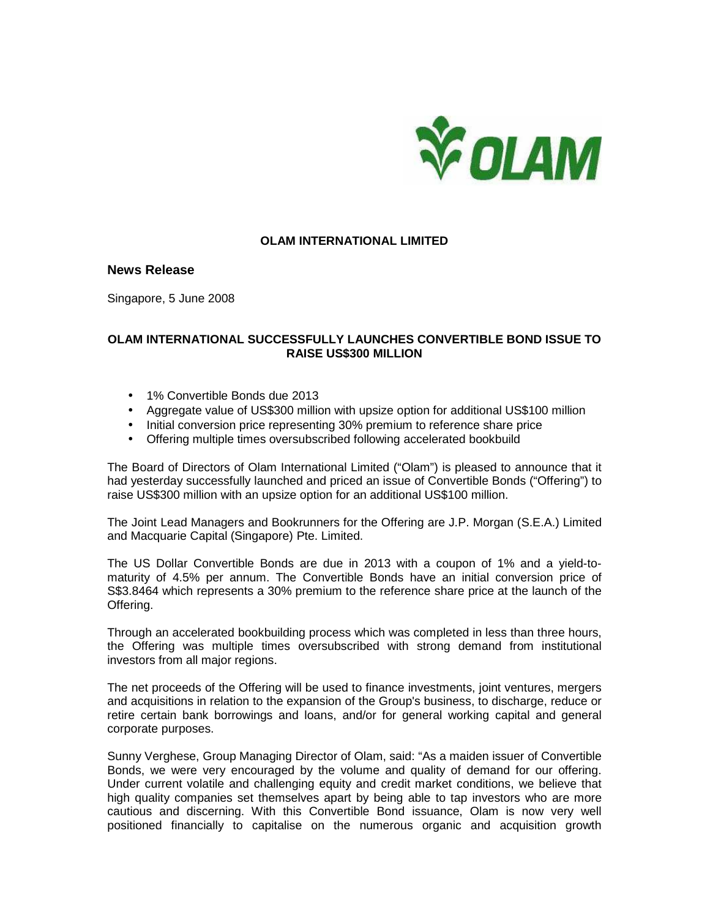**OLAM INTERNATIONAL LIMITED**

## News Release

Singapore, 5 June 2008

### OLAM INTERNATIONAL SUCCESSFULLY LAUNCHES CONVERTIBLE BOND ISSUE TO RAISE US$300 MILLION

- 1% Convertible Bonds due 2013
- Aggregate value of US$300 million with upsize option for additional US$100 million
- Initial conversion price representing 30% premium to reference share price
- Offering multiple times oversubscribed following accelerated bookbuild

The Board of Directors of Olam International Limited ("Olam") is pleased to announce that it had yesterday successfully launched and priced an issue of Convertible Bonds ("Offering") to raise US$300 million with an upsize option for an additional US$100 million.

The Joint Lead Managers and Bookrunners for the Offering are J.P. Morgan (S.E.A.) Limited and Macquarie Capital (Singapore) Pte. Limited.

The US Dollar Convertible Bonds are due in 2013 with a coupon of 1% and a yield-to-maturity of 4.5% per annum. The Convertible Bonds have an initial conversion price of S$3.8464 which represents a 30% premium to the reference share price at the launch of the Offering.

Through an accelerated bookbuilding process which was completed in less than three hours, the Offering was multiple times oversubscribed with strong demand from institutional investors from all major regions.

The net proceeds of the Offering will be used to finance investments, joint ventures, mergers and acquisitions in relation to the expansion of the Group's business, to discharge, reduce or retire certain bank borrowings and loans, and/or for general working capital and general corporate purposes.

Sunny Verghese, Group Managing Director of Olam, said: "As a maiden issuer of Convertible Bonds, we were very encouraged by the volume and quality of demand for our offering. Under current volatile and challenging equity and credit market conditions, we believe that high quality companies set themselves apart by being able to tap investors who are more cautious and discerning. With this Convertible Bond issuance, Olam is now very well positioned financially to capitalise on the numerous organic and acquisition growth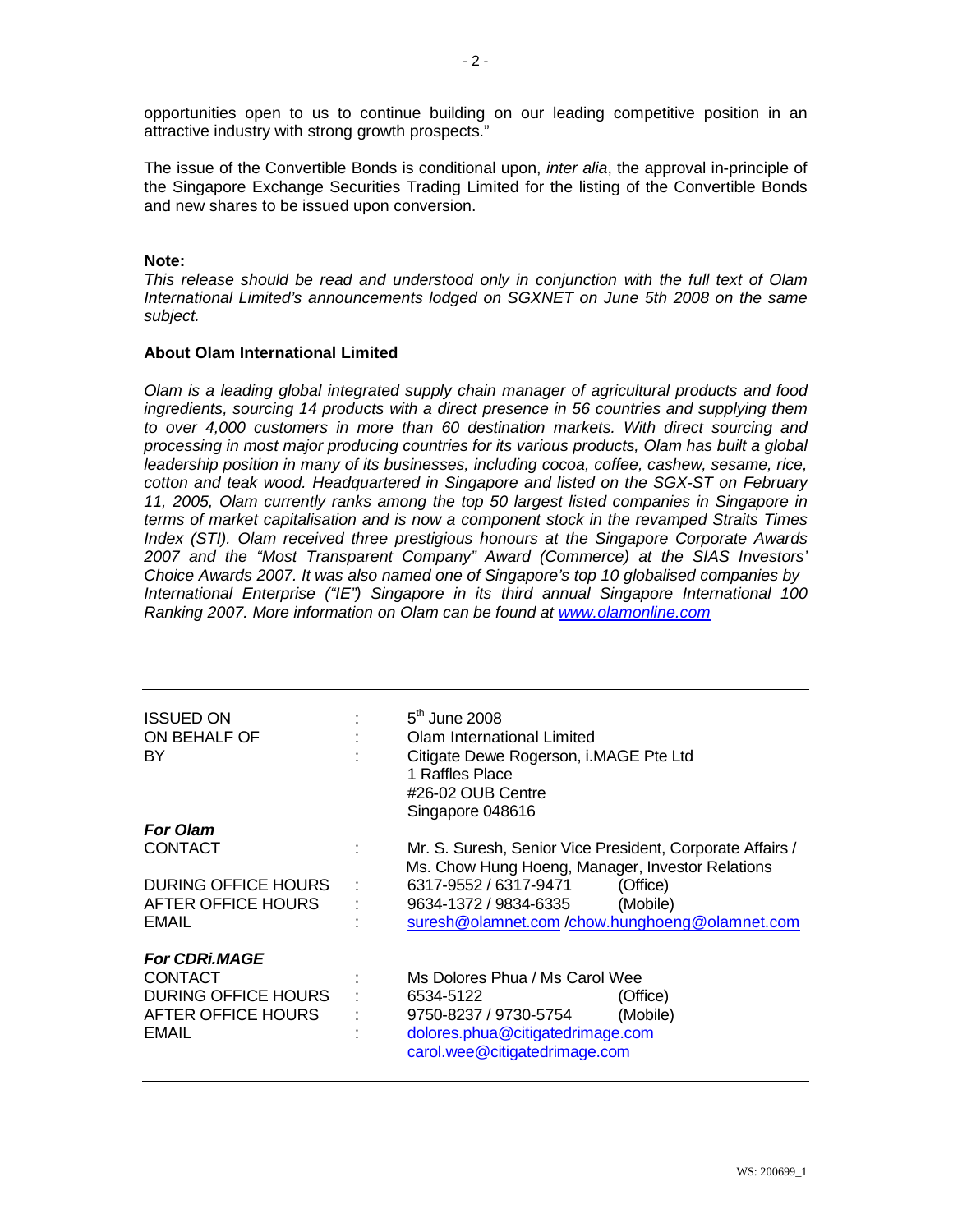opportunities open to us to continue building on our leading competitive position in an attractive industry with strong growth prospects."

The issue of the Convertible Bonds is conditional upon, *inter alia*, the approval in-principle of the Singapore Exchange Securities Trading Limited for the listing of the Convertible Bonds and new shares to be issued upon conversion.

**Note:**
*This release should be read and understood only in conjunction with the full text of Olam International Limited's announcements lodged on SGXNET on June 5th 2008 on the same subject.*

**About Olam International Limited**

*Olam is a leading global integrated supply chain manager of agricultural products and food ingredients, sourcing 14 products with a direct presence in 56 countries and supplying them to over 4,000 customers in more than 60 destination markets. With direct sourcing and processing in most major producing countries for its various products, Olam has built a global leadership position in many of its businesses, including cocoa, coffee, cashew, sesame, rice, cotton and teak wood. Headquartered in Singapore and listed on the SGX-ST on February 11, 2005, Olam currently ranks among the top 50 largest listed companies in Singapore in terms of market capitalisation and is now a component stock in the revamped Straits Times Index (STI). Olam received three prestigious honours at the Singapore Corporate Awards 2007 and the "Most Transparent Company" Award (Commerce) at the SIAS Investors' Choice Awards 2007. It was also named one of Singapore's top 10 globalised companies by International Enterprise ("IE") Singapore in its third annual Singapore International 100 Ranking 2007. More information on Olam can be found at www.olamonline.com*

| | | |
|---|---|---|
| ISSUED ON | : | 5th June 2008 |
| ON BEHALF OF | : | Olam International Limited |
| BY | : | Citigate Dewe Rogerson, i.MAGE Pte Ltd<br>1 Raffles Place<br>#26-02 OUB Centre<br>Singapore 048616 |
| ***For Olam*** | | |
| CONTACT | : | Mr. S. Suresh, Senior Vice President, Corporate Affairs / Ms. Chow Hung Hoeng, Manager, Investor Relations |
| DURING OFFICE HOURS | : | 6317-9552 / 6317-9471 (Office) |
| AFTER OFFICE HOURS | : | 9634-1372 / 9834-6335 (Mobile) |
| EMAIL | : | suresh@olamnet.com /chow.hunghoeng@olamnet.com |
| ***For CDRi.MAGE*** | | |
| CONTACT | : | Ms Dolores Phua / Ms Carol Wee |
| DURING OFFICE HOURS | : | 6534-5122 (Office) |
| AFTER OFFICE HOURS | : | 9750-8237 / 9730-5754 (Mobile) |
| EMAIL | : | dolores.phua@citigatedrimage.com<br>carol.wee@citigatedrimage.com |

WS: 200699_1